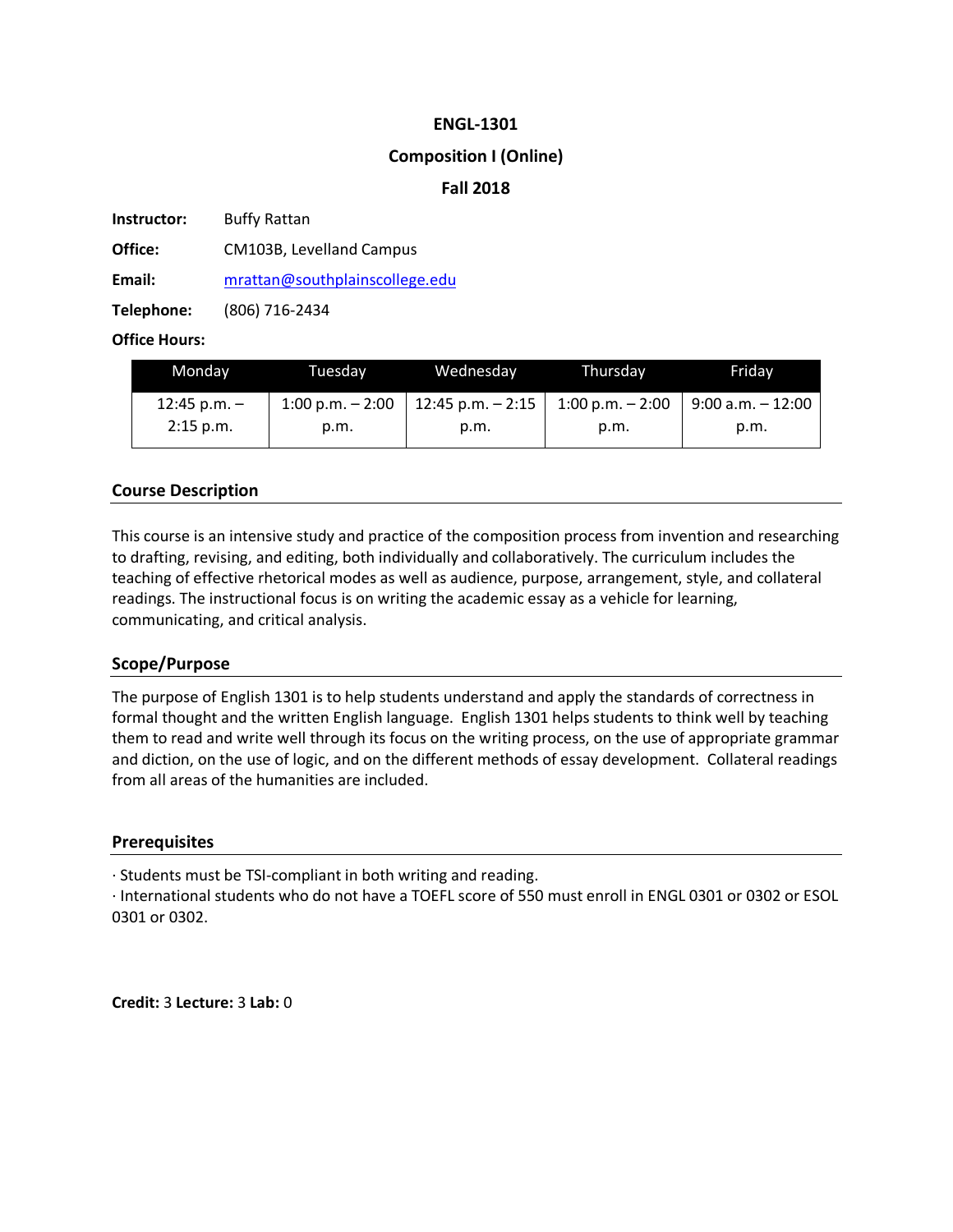**ENGL-1301**

**Composition I (Online)**

**Fall 2018**

**Instructor:** Buffy Rattan

**Office:** CM103B, Levelland Campus

**Email:** mrattan@southplainscollege.edu

**Telephone:** (806) 716-2434

**Office Hours:**

| Monday | Tuesday | Wednesday | Thursday | Friday |
|---|---|---|---|---|
| 12:45 p.m. – 2:15 p.m. | 1:00 p.m. – 2:00 p.m. | 12:45 p.m. – 2:15 p.m. | 1:00 p.m. – 2:00 p.m. | 9:00 a.m. – 12:00 p.m. |

## Course Description

This course is an intensive study and practice of the composition process from invention and researching to drafting, revising, and editing, both individually and collaboratively. The curriculum includes the teaching of effective rhetorical modes as well as audience, purpose, arrangement, style, and collateral readings. The instructional focus is on writing the academic essay as a vehicle for learning, communicating, and critical analysis.

## Scope/Purpose

The purpose of English 1301 is to help students understand and apply the standards of correctness in formal thought and the written English language. English 1301 helps students to think well by teaching them to read and write well through its focus on the writing process, on the use of appropriate grammar and diction, on the use of logic, and on the different methods of essay development. Collateral readings from all areas of the humanities are included.

## Prerequisites

· Students must be TSI-compliant in both writing and reading.

· International students who do not have a TOEFL score of 550 must enroll in ENGL 0301 or 0302 or ESOL 0301 or 0302.

**Credit:** 3 **Lecture:** 3 **Lab:** 0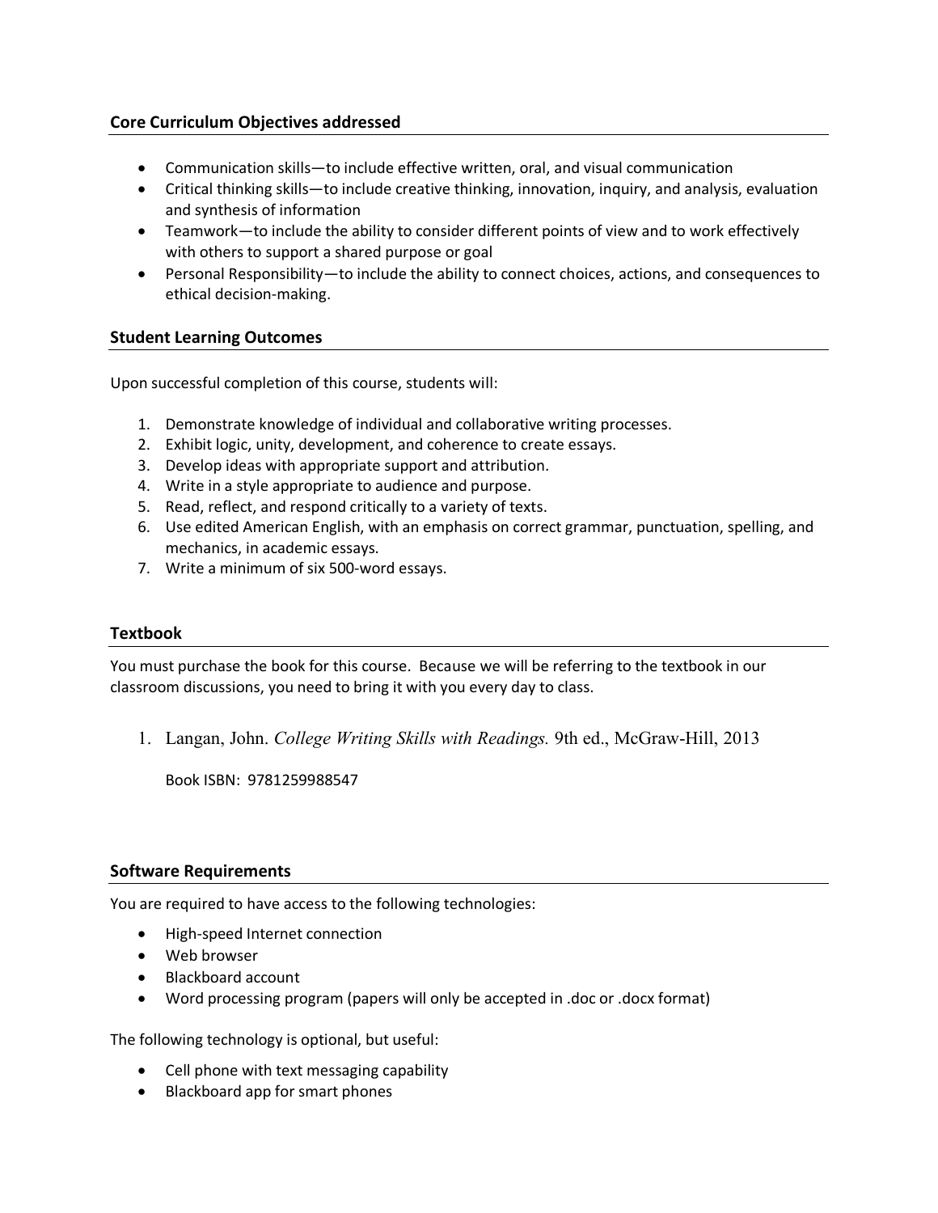## Core Curriculum Objectives addressed

- Communication skills—to include effective written, oral, and visual communication
- Critical thinking skills—to include creative thinking, innovation, inquiry, and analysis, evaluation and synthesis of information
- Teamwork—to include the ability to consider different points of view and to work effectively with others to support a shared purpose or goal
- Personal Responsibility—to include the ability to connect choices, actions, and consequences to ethical decision-making.

## Student Learning Outcomes

Upon successful completion of this course, students will:

1. Demonstrate knowledge of individual and collaborative writing processes.
2. Exhibit logic, unity, development, and coherence to create essays.
3. Develop ideas with appropriate support and attribution.
4. Write in a style appropriate to audience and purpose.
5. Read, reflect, and respond critically to a variety of texts.
6. Use edited American English, with an emphasis on correct grammar, punctuation, spelling, and mechanics, in academic essays.
7. Write a minimum of six 500-word essays.

## Textbook

You must purchase the book for this course. Because we will be referring to the textbook in our classroom discussions, you need to bring it with you every day to class.

1. Langan, John. *College Writing Skills with Readings.* 9th ed., McGraw-Hill, 2013

   Book ISBN: 9781259988547

## Software Requirements

You are required to have access to the following technologies:

- High-speed Internet connection
- Web browser
- Blackboard account
- Word processing program (papers will only be accepted in .doc or .docx format)

The following technology is optional, but useful:

- Cell phone with text messaging capability
- Blackboard app for smart phones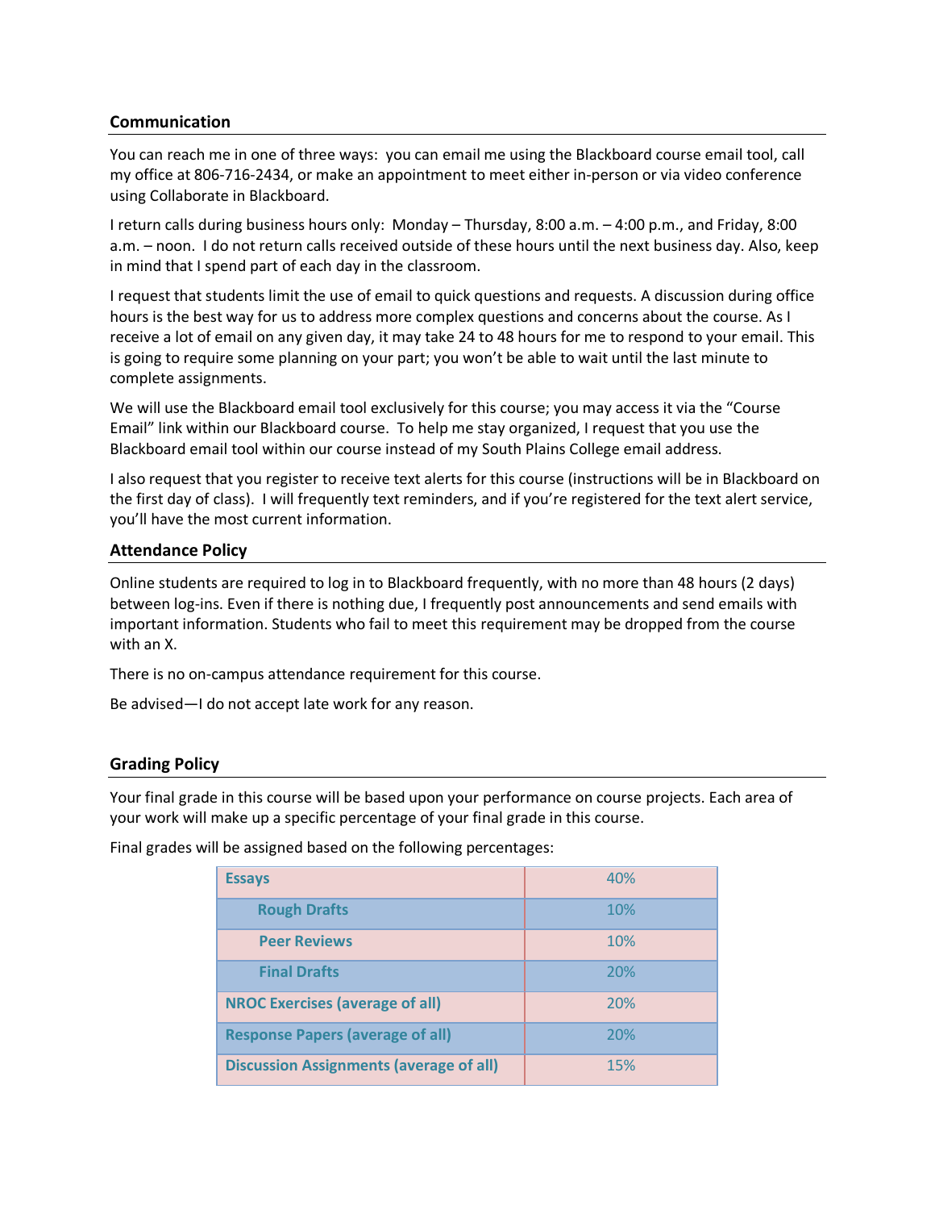## Communication

You can reach me in one of three ways: you can email me using the Blackboard course email tool, call my office at 806-716-2434, or make an appointment to meet either in-person or via video conference using Collaborate in Blackboard.

I return calls during business hours only: Monday – Thursday, 8:00 a.m. – 4:00 p.m., and Friday, 8:00 a.m. – noon. I do not return calls received outside of these hours until the next business day. Also, keep in mind that I spend part of each day in the classroom.

I request that students limit the use of email to quick questions and requests. A discussion during office hours is the best way for us to address more complex questions and concerns about the course. As I receive a lot of email on any given day, it may take 24 to 48 hours for me to respond to your email. This is going to require some planning on your part; you won't be able to wait until the last minute to complete assignments.

We will use the Blackboard email tool exclusively for this course; you may access it via the "Course Email" link within our Blackboard course. To help me stay organized, I request that you use the Blackboard email tool within our course instead of my South Plains College email address.

I also request that you register to receive text alerts for this course (instructions will be in Blackboard on the first day of class). I will frequently text reminders, and if you're registered for the text alert service, you'll have the most current information.

## Attendance Policy

Online students are required to log in to Blackboard frequently, with no more than 48 hours (2 days) between log-ins. Even if there is nothing due, I frequently post announcements and send emails with important information. Students who fail to meet this requirement may be dropped from the course with an X.

There is no on-campus attendance requirement for this course.

Be advised—I do not accept late work for any reason.

## Grading Policy

Your final grade in this course will be based upon your performance on course projects. Each area of your work will make up a specific percentage of your final grade in this course.

Final grades will be assigned based on the following percentages:

| Category | Percentage |
|---|---|
| **Essays** | 40% |
| **Rough Drafts** | 10% |
| **Peer Reviews** | 10% |
| **Final Drafts** | 20% |
| **NROC Exercises (average of all)** | 20% |
| **Response Papers (average of all)** | 20% |
| **Discussion Assignments (average of all)** | 15% |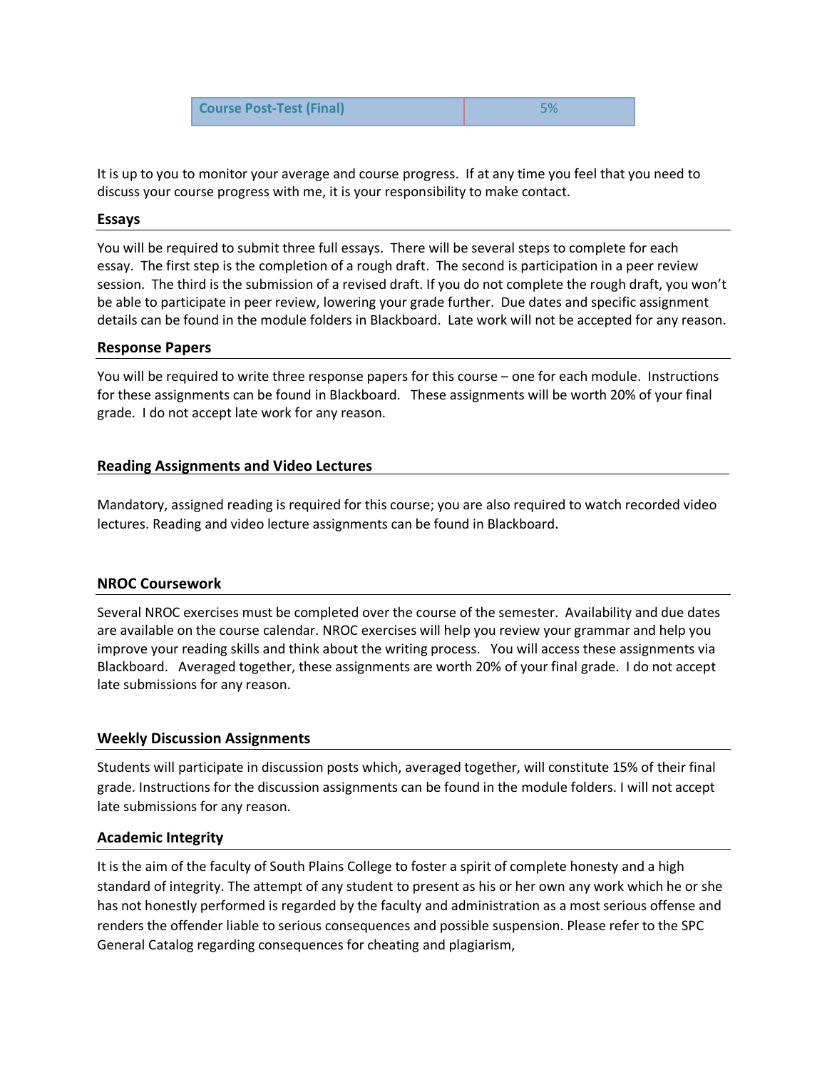| Course Post-Test (Final) | 5% |
| --- | --- |

It is up to you to monitor your average and course progress. If at any time you feel that you need to discuss your course progress with me, it is your responsibility to make contact.

### Essays

You will be required to submit three full essays. There will be several steps to complete for each essay. The first step is the completion of a rough draft. The second is participation in a peer review session. The third is the submission of a revised draft. If you do not complete the rough draft, you won't be able to participate in peer review, lowering your grade further. Due dates and specific assignment details can be found in the module folders in Blackboard. Late work will not be accepted for any reason.

### Response Papers

You will be required to write three response papers for this course – one for each module. Instructions for these assignments can be found in Blackboard. These assignments will be worth 20% of your final grade. I do not accept late work for any reason.

### Reading Assignments and Video Lectures

Mandatory, assigned reading is required for this course; you are also required to watch recorded video lectures. Reading and video lecture assignments can be found in Blackboard.

### NROC Coursework

Several NROC exercises must be completed over the course of the semester. Availability and due dates are available on the course calendar. NROC exercises will help you review your grammar and help you improve your reading skills and think about the writing process. You will access these assignments via Blackboard. Averaged together, these assignments are worth 20% of your final grade. I do not accept late submissions for any reason.

### Weekly Discussion Assignments

Students will participate in discussion posts which, averaged together, will constitute 15% of their final grade. Instructions for the discussion assignments can be found in the module folders. I will not accept late submissions for any reason.

### Academic Integrity

It is the aim of the faculty of South Plains College to foster a spirit of complete honesty and a high standard of integrity. The attempt of any student to present as his or her own any work which he or she has not honestly performed is regarded by the faculty and administration as a most serious offense and renders the offender liable to serious consequences and possible suspension. Please refer to the SPC General Catalog regarding consequences for cheating and plagiarism,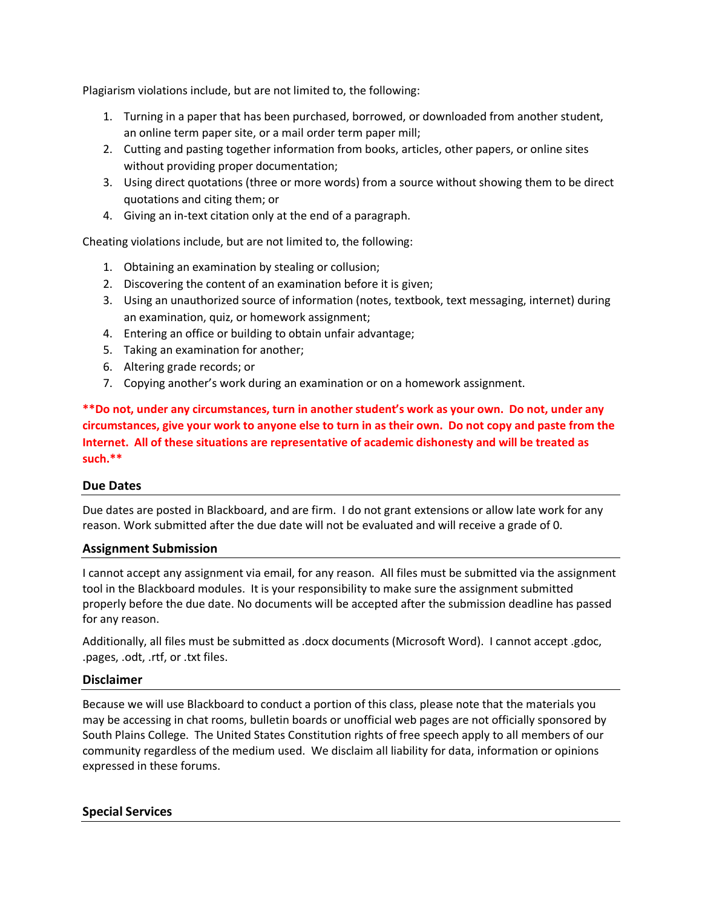Plagiarism violations include, but are not limited to, the following:

1. Turning in a paper that has been purchased, borrowed, or downloaded from another student, an online term paper site, or a mail order term paper mill;
2. Cutting and pasting together information from books, articles, other papers, or online sites without providing proper documentation;
3. Using direct quotations (three or more words) from a source without showing them to be direct quotations and citing them; or
4. Giving an in-text citation only at the end of a paragraph.

Cheating violations include, but are not limited to, the following:

1. Obtaining an examination by stealing or collusion;
2. Discovering the content of an examination before it is given;
3. Using an unauthorized source of information (notes, textbook, text messaging, internet) during an examination, quiz, or homework assignment;
4. Entering an office or building to obtain unfair advantage;
5. Taking an examination for another;
6. Altering grade records; or
7. Copying another's work during an examination or on a homework assignment.

****Do not, under any circumstances, turn in another student's work as your own. Do not, under any circumstances, give your work to anyone else to turn in as their own. Do not copy and paste from the Internet. All of these situations are representative of academic dishonesty and will be treated as such.****

### Due Dates

Due dates are posted in Blackboard, and are firm. I do not grant extensions or allow late work for any reason. Work submitted after the due date will not be evaluated and will receive a grade of 0.

### Assignment Submission

I cannot accept any assignment via email, for any reason. All files must be submitted via the assignment tool in the Blackboard modules. It is your responsibility to make sure the assignment submitted properly before the due date. No documents will be accepted after the submission deadline has passed for any reason.

Additionally, all files must be submitted as .docx documents (Microsoft Word). I cannot accept .gdoc, .pages, .odt, .rtf, or .txt files.

### Disclaimer

Because we will use Blackboard to conduct a portion of this class, please note that the materials you may be accessing in chat rooms, bulletin boards or unofficial web pages are not officially sponsored by South Plains College. The United States Constitution rights of free speech apply to all members of our community regardless of the medium used. We disclaim all liability for data, information or opinions expressed in these forums.

### Special Services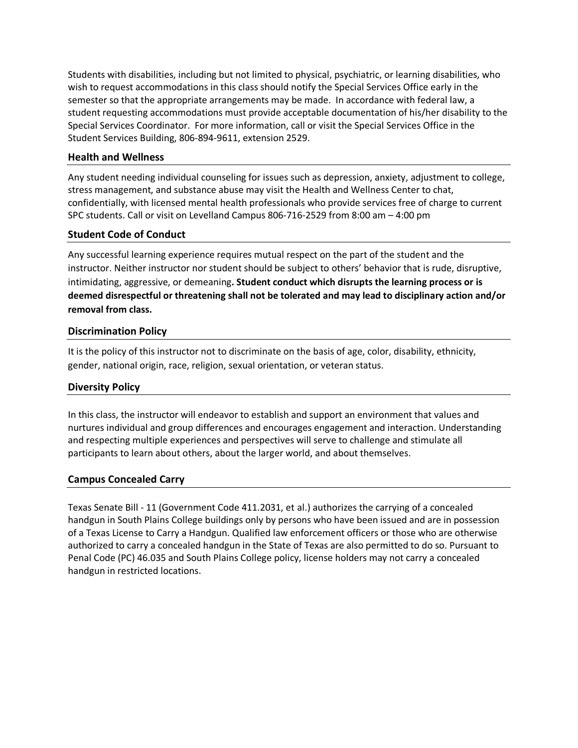Students with disabilities, including but not limited to physical, psychiatric, or learning disabilities, who wish to request accommodations in this class should notify the Special Services Office early in the semester so that the appropriate arrangements may be made. In accordance with federal law, a student requesting accommodations must provide acceptable documentation of his/her disability to the Special Services Coordinator. For more information, call or visit the Special Services Office in the Student Services Building, 806-894-9611, extension 2529.

### Health and Wellness

Any student needing individual counseling for issues such as depression, anxiety, adjustment to college, stress management, and substance abuse may visit the Health and Wellness Center to chat, confidentially, with licensed mental health professionals who provide services free of charge to current SPC students. Call or visit on Levelland Campus 806-716-2529 from 8:00 am – 4:00 pm

### Student Code of Conduct

Any successful learning experience requires mutual respect on the part of the student and the instructor. Neither instructor nor student should be subject to others' behavior that is rude, disruptive, intimidating, aggressive, or demeaning**. Student conduct which disrupts the learning process or is deemed disrespectful or threatening shall not be tolerated and may lead to disciplinary action and/or removal from class.**

### Discrimination Policy

It is the policy of this instructor not to discriminate on the basis of age, color, disability, ethnicity, gender, national origin, race, religion, sexual orientation, or veteran status.

### Diversity Policy

In this class, the instructor will endeavor to establish and support an environment that values and nurtures individual and group differences and encourages engagement and interaction. Understanding and respecting multiple experiences and perspectives will serve to challenge and stimulate all participants to learn about others, about the larger world, and about themselves.

### Campus Concealed Carry

Texas Senate Bill - 11 (Government Code 411.2031, et al.) authorizes the carrying of a concealed handgun in South Plains College buildings only by persons who have been issued and are in possession of a Texas License to Carry a Handgun. Qualified law enforcement officers or those who are otherwise authorized to carry a concealed handgun in the State of Texas are also permitted to do so. Pursuant to Penal Code (PC) 46.035 and South Plains College policy, license holders may not carry a concealed handgun in restricted locations.